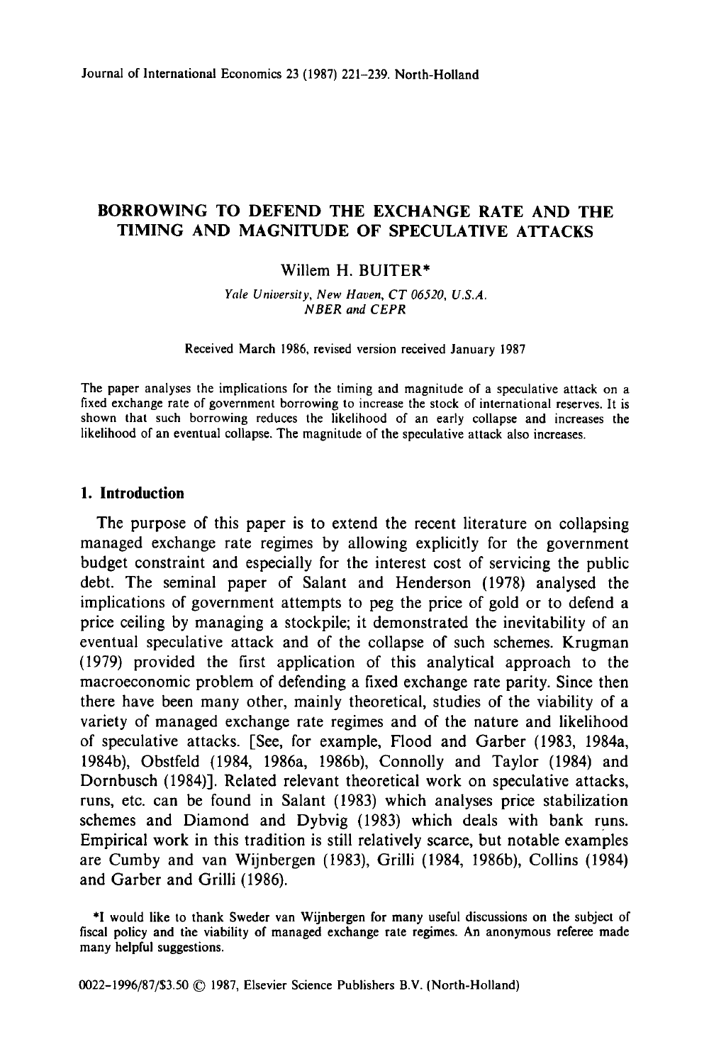# BORROWING TO DEFEND THE EXCHANGE RATE AND THE TIMING AND MAGNITUDE OF SPECULATIVE ATTACKS

Willem H. BUITER*

*Yale University, New Haven, CT 06520, U.S.A.*
*NBER and CEPR*

Received March 1986, revised version received January 1987

The paper analyses the implications for the timing and magnitude of a speculative attack on a fixed exchange rate of government borrowing to increase the stock of international reserves. It is shown that such borrowing reduces the likelihood of an early collapse and increases the likelihood of an eventual collapse. The magnitude of the speculative attack also increases.

## 1. Introduction

The purpose of this paper is to extend the recent literature on collapsing managed exchange rate regimes by allowing explicitly for the government budget constraint and especially for the interest cost of servicing the public debt. The seminal paper of Salant and Henderson (1978) analysed the implications of government attempts to peg the price of gold or to defend a price ceiling by managing a stockpile; it demonstrated the inevitability of an eventual speculative attack and of the collapse of such schemes. Krugman (1979) provided the first application of this analytical approach to the macroeconomic problem of defending a fixed exchange rate parity. Since then there have been many other, mainly theoretical, studies of the viability of a variety of managed exchange rate regimes and of the nature and likelihood of speculative attacks. [See, for example, Flood and Garber (1983, 1984a, 1984b), Obstfeld (1984, 1986a, 1986b), Connolly and Taylor (1984) and Dornbusch (1984)]. Related relevant theoretical work on speculative attacks, runs, etc. can be found in Salant (1983) which analyses price stabilization schemes and Diamond and Dybvig (1983) which deals with bank runs. Empirical work in this tradition is still relatively scarce, but notable examples are Cumby and van Wijnbergen (1983), Grilli (1984, 1986b), Collins (1984) and Garber and Grilli (1986).

*I would like to thank Sweder van Wijnbergen for many useful discussions on the subject of fiscal policy and the viability of managed exchange rate regimes. An anonymous referee made many helpful suggestions.

0022-1996/87/$3.50 © 1987, Elsevier Science Publishers B.V. (North-Holland)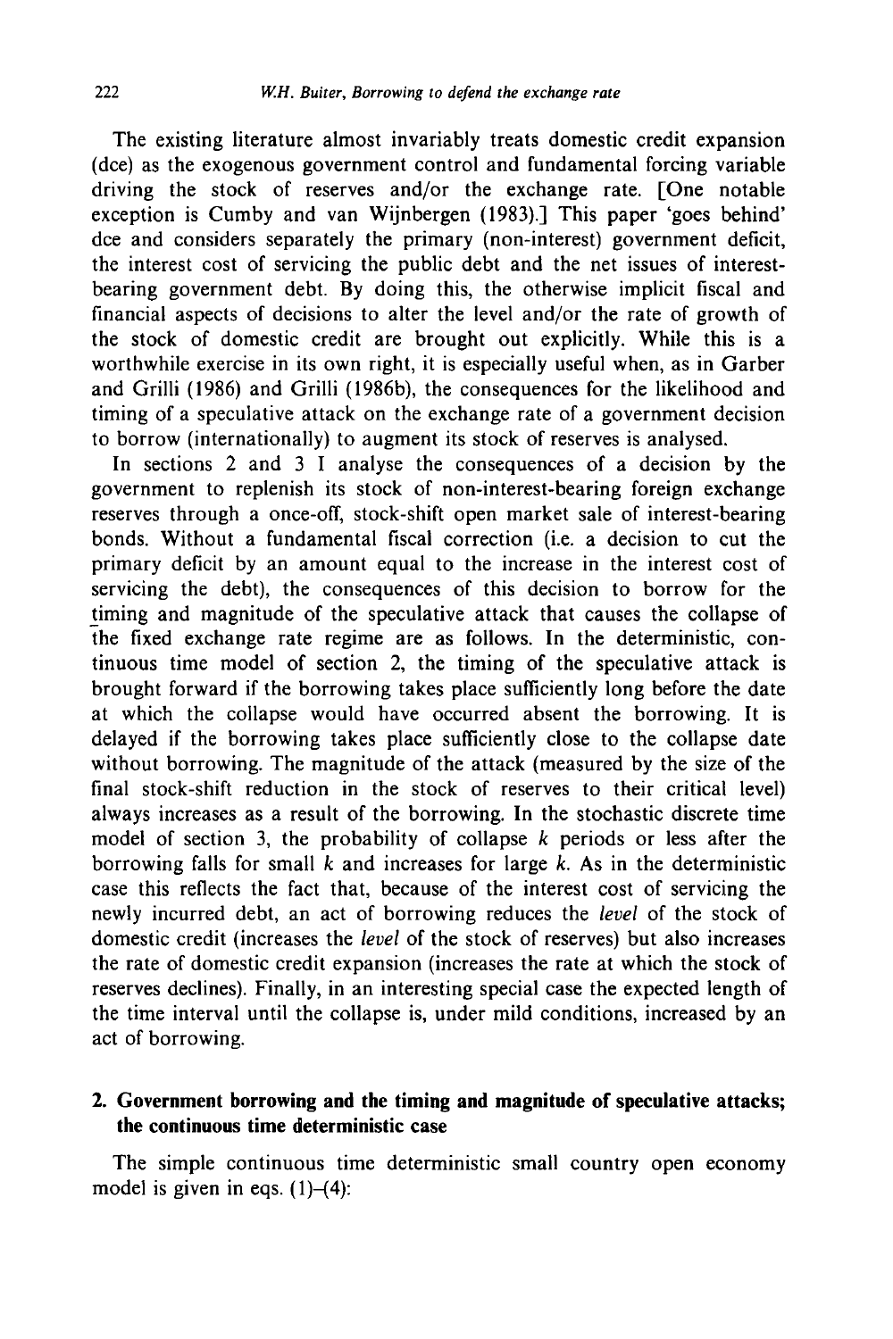The existing literature almost invariably treats domestic credit expansion (dce) as the exogenous government control and fundamental forcing variable driving the stock of reserves and/or the exchange rate. [One notable exception is Cumby and van Wijnbergen (1983).] This paper 'goes behind' dce and considers separately the primary (non-interest) government deficit, the interest cost of servicing the public debt and the net issues of interest-bearing government debt. By doing this, the otherwise implicit fiscal and financial aspects of decisions to alter the level and/or the rate of growth of the stock of domestic credit are brought out explicitly. While this is a worthwhile exercise in its own right, it is especially useful when, as in Garber and Grilli (1986) and Grilli (1986b), the consequences for the likelihood and timing of a speculative attack on the exchange rate of a government decision to borrow (internationally) to augment its stock of reserves is analysed.

In sections 2 and 3 I analyse the consequences of a decision by the government to replenish its stock of non-interest-bearing foreign exchange reserves through a once-off, stock-shift open market sale of interest-bearing bonds. Without a fundamental fiscal correction (i.e. a decision to cut the primary deficit by an amount equal to the increase in the interest cost of servicing the debt), the consequences of this decision to borrow for the timing and magnitude of the speculative attack that causes the collapse of the fixed exchange rate regime are as follows. In the deterministic, continuous time model of section 2, the timing of the speculative attack is brought forward if the borrowing takes place sufficiently long before the date at which the collapse would have occurred absent the borrowing. It is delayed if the borrowing takes place sufficiently close to the collapse date without borrowing. The magnitude of the attack (measured by the size of the final stock-shift reduction in the stock of reserves to their critical level) always increases as a result of the borrowing. In the stochastic discrete time model of section 3, the probability of collapse $k$ periods or less after the borrowing falls for small $k$ and increases for large $k$. As in the deterministic case this reflects the fact that, because of the interest cost of servicing the newly incurred debt, an act of borrowing reduces the *level* of the stock of domestic credit (increases the *level* of the stock of reserves) but also increases the rate of domestic credit expansion (increases the rate at which the stock of reserves declines). Finally, in an interesting special case the expected length of the time interval until the collapse is, under mild conditions, increased by an act of borrowing.

## 2. Government borrowing and the timing and magnitude of speculative attacks; the continuous time deterministic case

The simple continuous time deterministic small country open economy model is given in eqs. (1)–(4):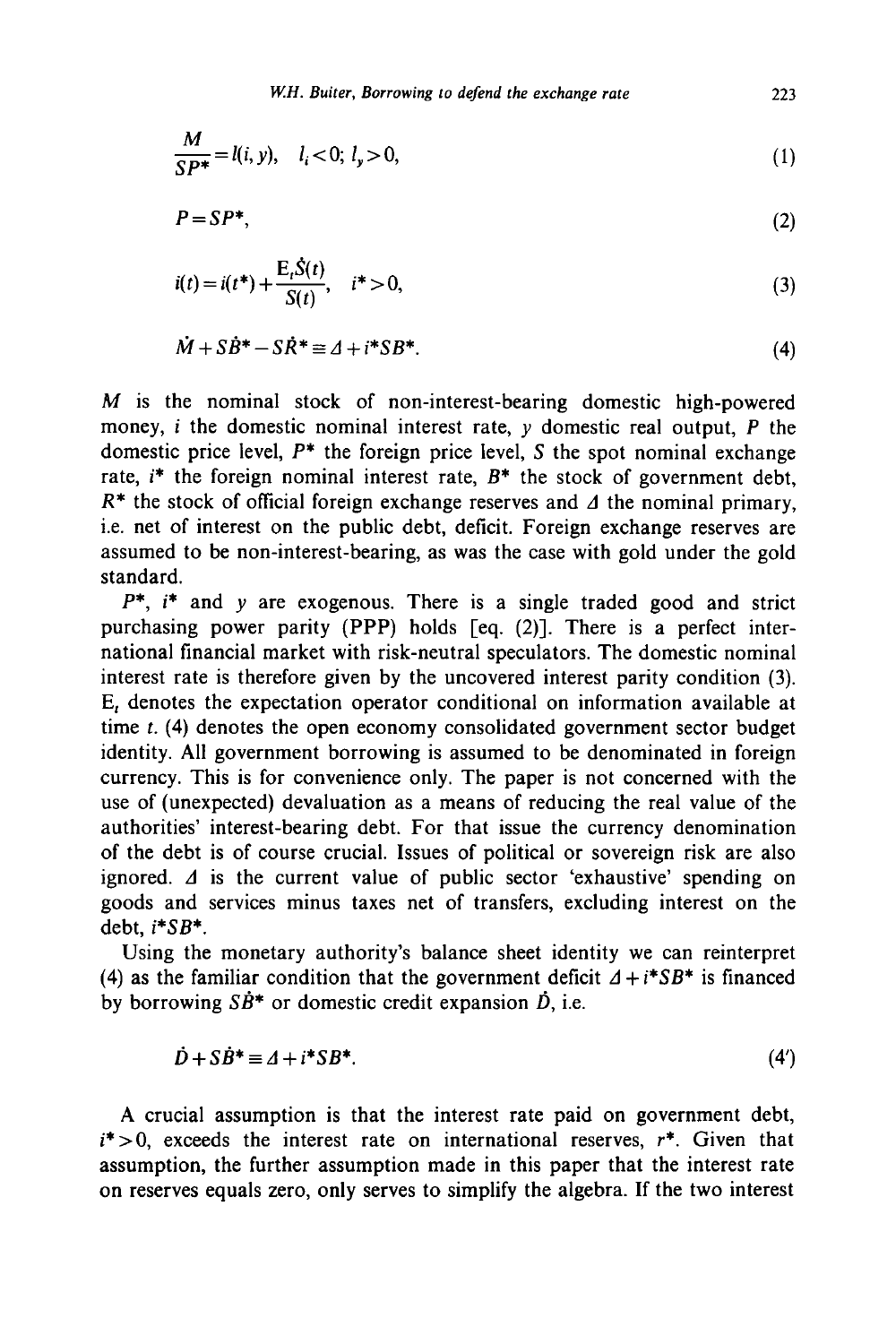$$\frac{M}{SP^*} = l(i, y), \quad l_i < 0;\ l_y > 0, \tag{1}$$

$$P = SP^*, \tag{2}$$

$$i(t) = i(t^*) + \frac{E_t \dot{S}(t)}{S(t)}, \quad i^* > 0, \tag{3}$$

$$\dot{M} + S\dot{B}^* - S\dot{R}^* \equiv \Delta + i^*SB^*. \tag{4}$$

$M$ is the nominal stock of non-interest-bearing domestic high-powered money, $i$ the domestic nominal interest rate, $y$ domestic real output, $P$ the domestic price level, $P^*$ the foreign price level, $S$ the spot nominal exchange rate, $i^*$ the foreign nominal interest rate, $B^*$ the stock of government debt, $R^*$ the stock of official foreign exchange reserves and $\Delta$ the nominal primary, i.e. net of interest on the public debt, deficit. Foreign exchange reserves are assumed to be non-interest-bearing, as was the case with gold under the gold standard.

$P^*$, $i^*$ and $y$ are exogenous. There is a single traded good and strict purchasing power parity (PPP) holds [eq. (2)]. There is a perfect international financial market with risk-neutral speculators. The domestic nominal interest rate is therefore given by the uncovered interest parity condition (3). $E_t$ denotes the expectation operator conditional on information available at time $t$. (4) denotes the open economy consolidated government sector budget identity. All government borrowing is assumed to be denominated in foreign currency. This is for convenience only. The paper is not concerned with the use of (unexpected) devaluation as a means of reducing the real value of the authorities' interest-bearing debt. For that issue the currency denomination of the debt is of course crucial. Issues of political or sovereign risk are also ignored. $\Delta$ is the current value of public sector 'exhaustive' spending on goods and services minus taxes net of transfers, excluding interest on the debt, $i^*SB^*$.

Using the monetary authority's balance sheet identity we can reinterpret (4) as the familiar condition that the government deficit $\Delta + i^*SB^*$ is financed by borrowing $S\dot{B}^*$ or domestic credit expansion $\dot{D}$, i.e.

$$\dot{D} + S\dot{B}^* \equiv \Delta + i^*SB^*. \tag{4'}$$

A crucial assumption is that the interest rate paid on government debt, $i^* > 0$, exceeds the interest rate on international reserves, $r^*$. Given that assumption, the further assumption made in this paper that the interest rate on reserves equals zero, only serves to simplify the algebra. If the two interest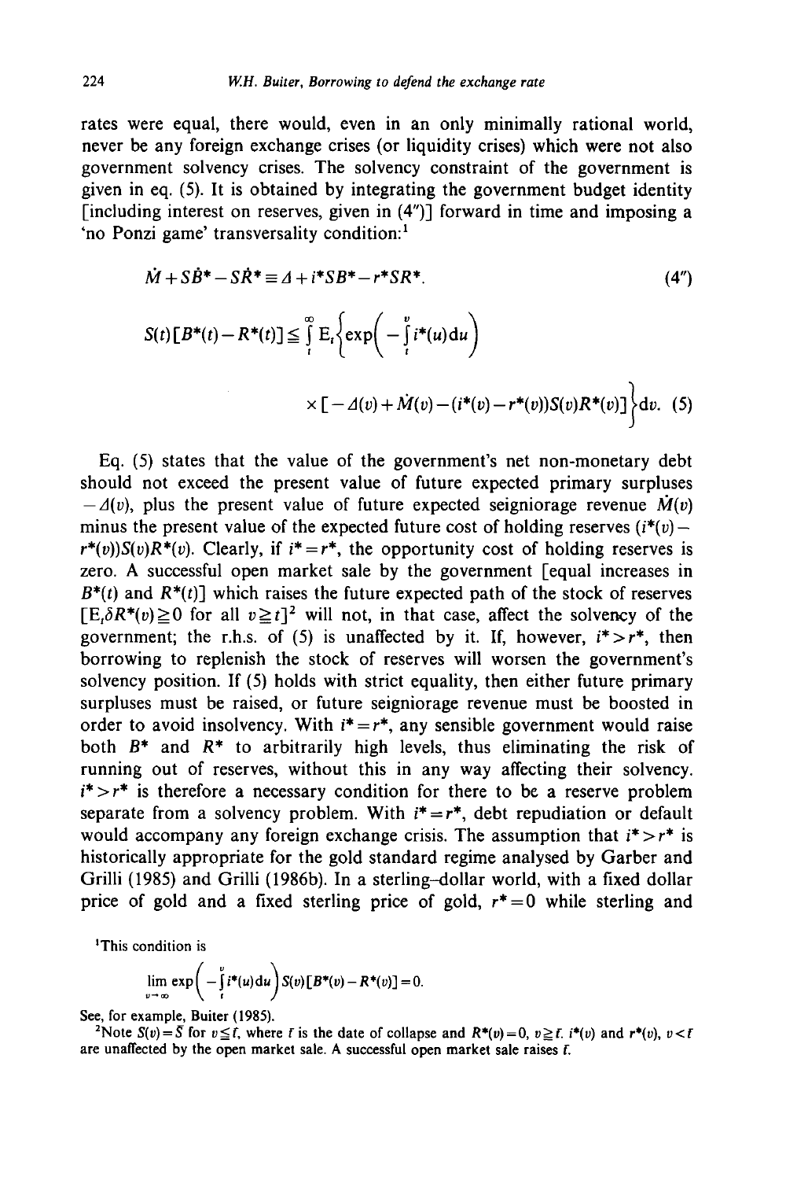rates were equal, there would, even in an only minimally rational world, never be any foreign exchange crises (or liquidity crises) which were not also government solvency crises. The solvency constraint of the government is given in eq. (5). It is obtained by integrating the government budget identity [including interest on reserves, given in (4″)] forward in time and imposing a 'no Ponzi game' transversality condition:[1]

$$\dot{M} + S\dot{B}^* - S\dot{R}^* \equiv \Delta + i^*SB^* - r^*SR^*. \tag{4''}$$

$$S(t)[B^*(t) - R^*(t)] \leq \int_t^\infty \mathrm{E}_t\left\{\exp\left(-\int_t^v i^*(u)\,\mathrm{d}u\right) \times [-\Delta(v) + \dot{M}(v) - (i^*(v) - r^*(v))S(v)R^*(v)]\right\}\mathrm{d}v. \tag{5}$$

Eq. (5) states that the value of the government's net non-monetary debt should not exceed the present value of future expected primary surpluses $-\Delta(v)$, plus the present value of future expected seigniorage revenue $\dot{M}(v)$ minus the present value of the expected future cost of holding reserves $(i^*(v) - r^*(v))S(v)R^*(v)$. Clearly, if $i^* = r^*$, the opportunity cost of holding reserves is zero. A successful open market sale by the government [equal increases in $B^*(t)$ and $R^*(t)$] which raises the future expected path of the stock of reserves $[\mathrm{E}_t\delta R^*(v) \geq 0$ for all $v \geq t]$[2] will not, in that case, affect the solvency of the government; the r.h.s. of (5) is unaffected by it. If, however, $i^* > r^*$, then borrowing to replenish the stock of reserves will worsen the government's solvency position. If (5) holds with strict equality, then either future primary surpluses must be raised, or future seigniorage revenue must be boosted in order to avoid insolvency. With $i^* = r^*$, any sensible government would raise both $B^*$ and $R^*$ to arbitrarily high levels, thus eliminating the risk of running out of reserves, without this in any way affecting their solvency. $i^* > r^*$ is therefore a necessary condition for there to be a reserve problem separate from a solvency problem. With $i^* = r^*$, debt repudiation or default would accompany any foreign exchange crisis. The assumption that $i^* > r^*$ is historically appropriate for the gold standard regime analysed by Garber and Grilli (1985) and Grilli (1986b). In a sterling–dollar world, with a fixed dollar price of gold and a fixed sterling price of gold, $r^* = 0$ while sterling and

---

[1] This condition is

$$\lim_{v \to \infty} \exp\left(-\int_t^v i^*(u)\,\mathrm{d}u\right) S(v)[B^*(v) - R^*(v)] = 0.$$

See, for example, Buiter (1985).

[2] Note $S(v) = \bar{S}$ for $v \leq \bar{t}$, where $\bar{t}$ is the date of collapse and $R^*(v) = 0$, $v \geq \bar{t}$. $i^*(v)$ and $r^*(v)$, $v < \bar{t}$ are unaffected by the open market sale. A successful open market sale raises $\bar{t}$.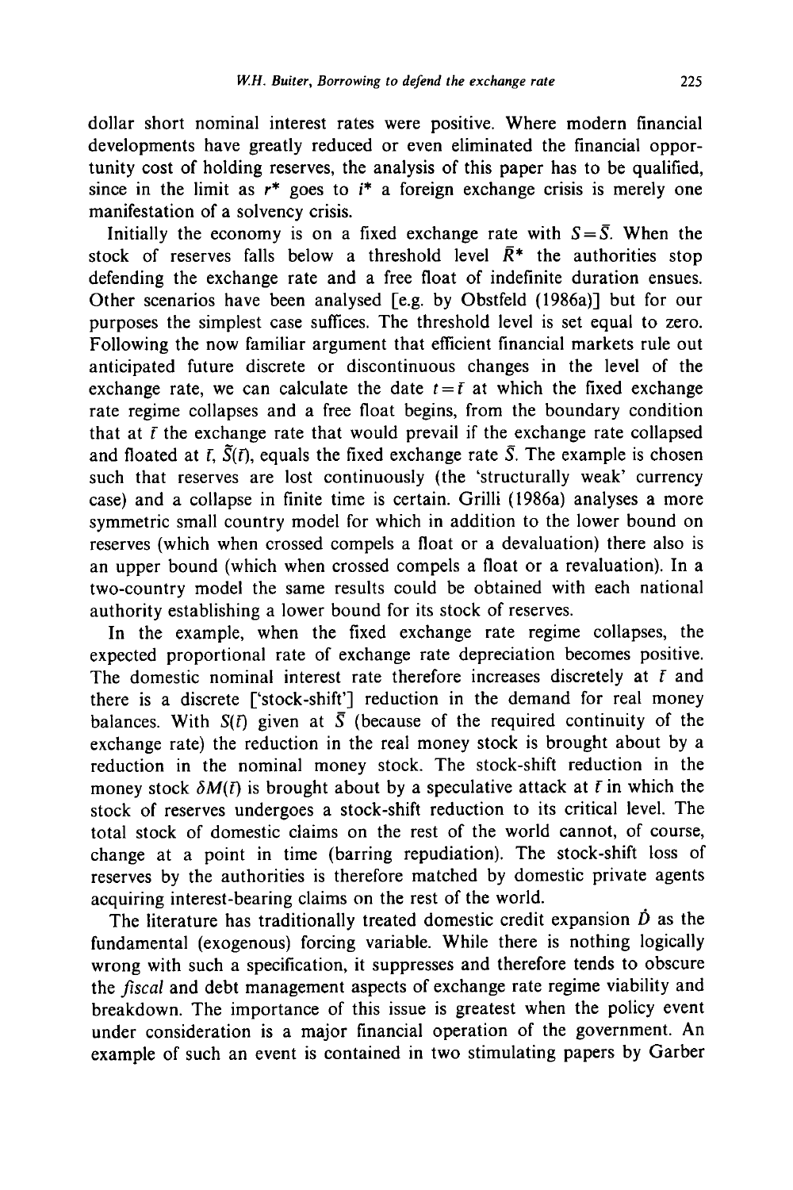dollar short nominal interest rates were positive. Where modern financial developments have greatly reduced or even eliminated the financial opportunity cost of holding reserves, the analysis of this paper has to be qualified, since in the limit as $r^*$ goes to $i^*$ a foreign exchange crisis is merely one manifestation of a solvency crisis.

Initially the economy is on a fixed exchange rate with $S = \bar{S}$. When the stock of reserves falls below a threshold level $\bar{R}^*$ the authorities stop defending the exchange rate and a free float of indefinite duration ensues. Other scenarios have been analysed [e.g. by Obstfeld (1986a)] but for our purposes the simplest case suffices. The threshold level is set equal to zero. Following the now familiar argument that efficient financial markets rule out anticipated future discrete or discontinuous changes in the level of the exchange rate, we can calculate the date $t = \bar{t}$ at which the fixed exchange rate regime collapses and a free float begins, from the boundary condition that at $\bar{t}$ the exchange rate that would prevail if the exchange rate collapsed and floated at $\bar{t}$, $\tilde{S}(\bar{t})$, equals the fixed exchange rate $\bar{S}$. The example is chosen such that reserves are lost continuously (the 'structurally weak' currency case) and a collapse in finite time is certain. Grilli (1986a) analyses a more symmetric small country model for which in addition to the lower bound on reserves (which when crossed compels a float or a devaluation) there also is an upper bound (which when crossed compels a float or a revaluation). In a two-country model the same results could be obtained with each national authority establishing a lower bound for its stock of reserves.

In the example, when the fixed exchange rate regime collapses, the expected proportional rate of exchange rate depreciation becomes positive. The domestic nominal interest rate therefore increases discretely at $\bar{t}$ and there is a discrete ['stock-shift'] reduction in the demand for real money balances. With $S(\bar{t})$ given at $\bar{S}$ (because of the required continuity of the exchange rate) the reduction in the real money stock is brought about by a reduction in the nominal money stock. The stock-shift reduction in the money stock $\delta M(\bar{t})$ is brought about by a speculative attack at $\bar{t}$ in which the stock of reserves undergoes a stock-shift reduction to its critical level. The total stock of domestic claims on the rest of the world cannot, of course, change at a point in time (barring repudiation). The stock-shift loss of reserves by the authorities is therefore matched by domestic private agents acquiring interest-bearing claims on the rest of the world.

The literature has traditionally treated domestic credit expansion $\dot{D}$ as the fundamental (exogenous) forcing variable. While there is nothing logically wrong with such a specification, it suppresses and therefore tends to obscure the *fiscal* and debt management aspects of exchange rate regime viability and breakdown. The importance of this issue is greatest when the policy event under consideration is a major financial operation of the government. An example of such an event is contained in two stimulating papers by Garber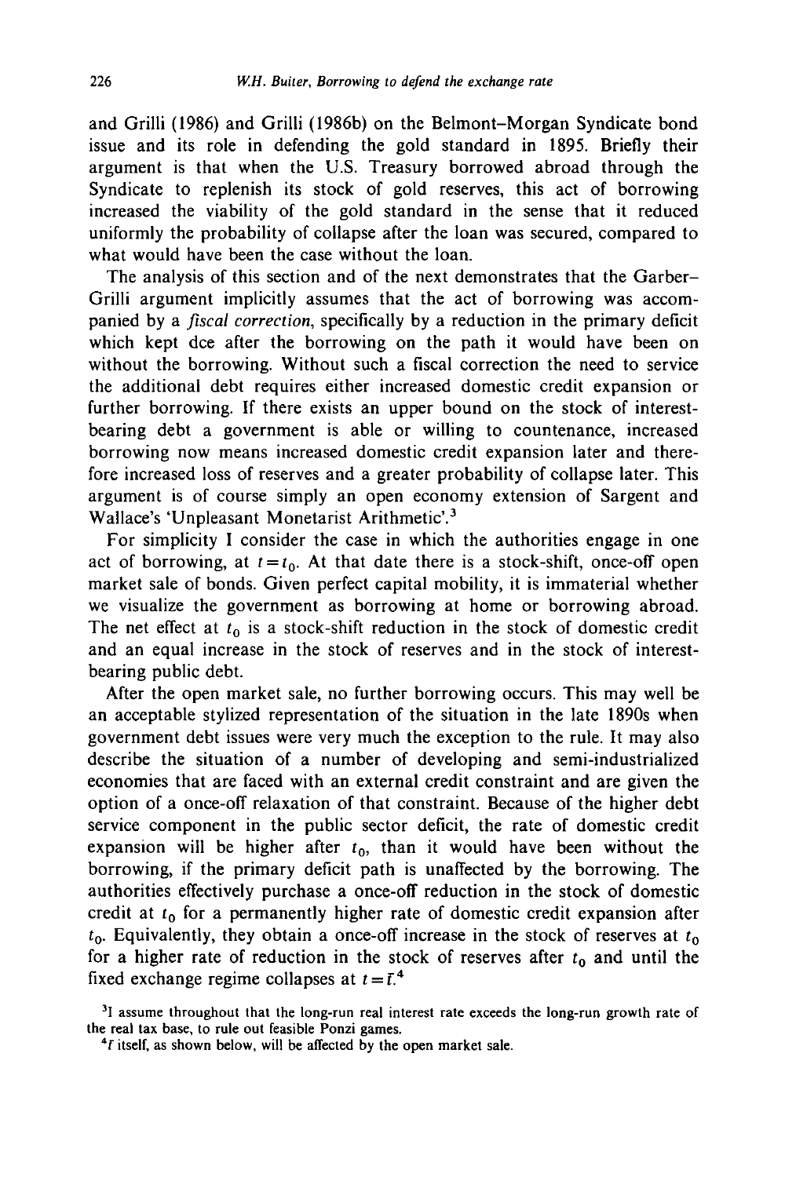and Grilli (1986) and Grilli (1986b) on the Belmont–Morgan Syndicate bond issue and its role in defending the gold standard in 1895. Briefly their argument is that when the U.S. Treasury borrowed abroad through the Syndicate to replenish its stock of gold reserves, this act of borrowing increased the viability of the gold standard in the sense that it reduced uniformly the probability of collapse after the loan was secured, compared to what would have been the case without the loan.

The analysis of this section and of the next demonstrates that the Garber–Grilli argument implicitly assumes that the act of borrowing was accompanied by a *fiscal correction*, specifically by a reduction in the primary deficit which kept dce after the borrowing on the path it would have been on without the borrowing. Without such a fiscal correction the need to service the additional debt requires either increased domestic credit expansion or further borrowing. If there exists an upper bound on the stock of interest-bearing debt a government is able or willing to countenance, increased borrowing now means increased domestic credit expansion later and therefore increased loss of reserves and a greater probability of collapse later. This argument is of course simply an open economy extension of Sargent and Wallace's 'Unpleasant Monetarist Arithmetic'.[3]

For simplicity I consider the case in which the authorities engage in one act of borrowing, at $t = t_0$. At that date there is a stock-shift, once-off open market sale of bonds. Given perfect capital mobility, it is immaterial whether we visualize the government as borrowing at home or borrowing abroad. The net effect at $t_0$ is a stock-shift reduction in the stock of domestic credit and an equal increase in the stock of reserves and in the stock of interest-bearing public debt.

After the open market sale, no further borrowing occurs. This may well be an acceptable stylized representation of the situation in the late 1890s when government debt issues were very much the exception to the rule. It may also describe the situation of a number of developing and semi-industrialized economies that are faced with an external credit constraint and are given the option of a once-off relaxation of that constraint. Because of the higher debt service component in the public sector deficit, the rate of domestic credit expansion will be higher after $t_0$, than it would have been without the borrowing, if the primary deficit path is unaffected by the borrowing. The authorities effectively purchase a once-off reduction in the stock of domestic credit at $t_0$ for a permanently higher rate of domestic credit expansion after $t_0$. Equivalently, they obtain a once-off increase in the stock of reserves at $t_0$ for a higher rate of reduction in the stock of reserves after $t_0$ and until the fixed exchange regime collapses at $t = \bar{t}$.[4]

[3] I assume throughout that the long-run real interest rate exceeds the long-run growth rate of the real tax base, to rule out feasible Ponzi games.

[4] $\bar{t}$ itself, as shown below, will be affected by the open market sale.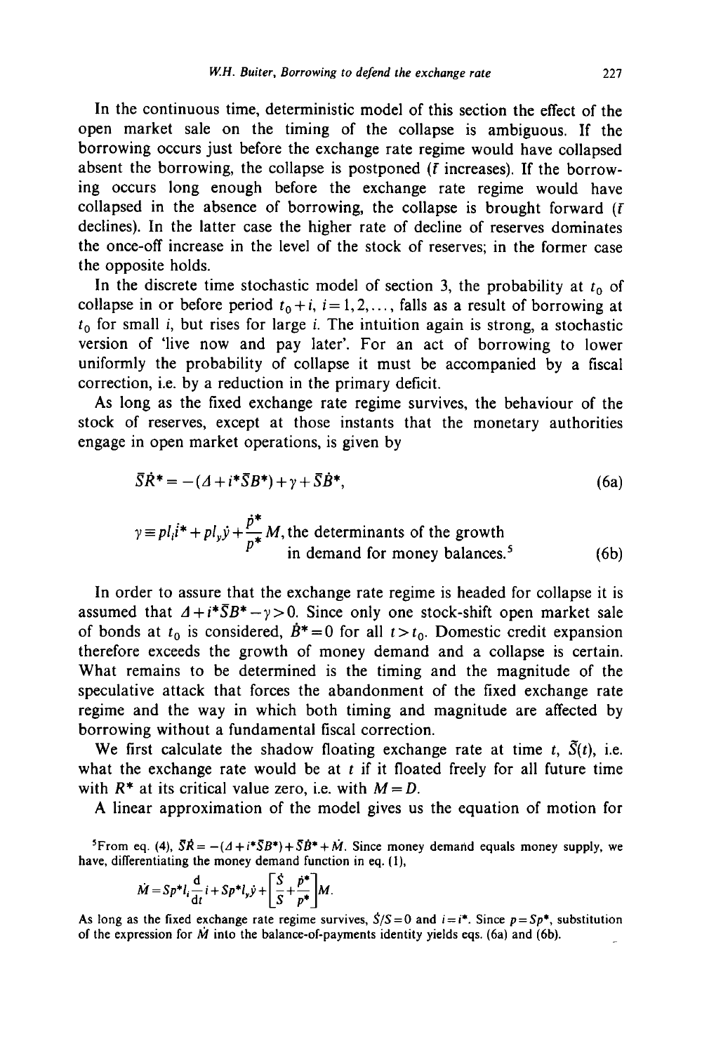In the continuous time, deterministic model of this section the effect of the open market sale on the timing of the collapse is ambiguous. If the borrowing occurs just before the exchange rate regime would have collapsed absent the borrowing, the collapse is postponed ($\bar{t}$ increases). If the borrowing occurs long enough before the exchange rate regime would have collapsed in the absence of borrowing, the collapse is brought forward ($\bar{t}$ declines). In the latter case the higher rate of decline of reserves dominates the once-off increase in the level of the stock of reserves; in the former case the opposite holds.

In the discrete time stochastic model of section 3, the probability at $t_0$ of collapse in or before period $t_0+i$, $i=1,2,\ldots$, falls as a result of borrowing at $t_0$ for small $i$, but rises for large $i$. The intuition again is strong, a stochastic version of 'live now and pay later'. For an act of borrowing to lower uniformly the probability of collapse it must be accompanied by a fiscal correction, i.e. by a reduction in the primary deficit.

As long as the fixed exchange rate regime survives, the behaviour of the stock of reserves, except at those instants that the monetary authorities engage in open market operations, is given by

$$\bar{S}\dot{R}^* = -(\Delta + i^*\bar{S}B^*) + \gamma + \bar{S}\dot{B}^*, \tag{6a}$$

$$\gamma \equiv pl_i\dot{i}^* + pl_y\dot{y} + \frac{\dot{p}^*}{p^*}M, \text{ the determinants of the growth in demand for money balances.}[5] \tag{6b}$$

In order to assure that the exchange rate regime is headed for collapse it is assumed that $\Delta + i^*\bar{S}B^* - \gamma > 0$. Since only one stock-shift open market sale of bonds at $t_0$ is considered, $\dot{B}^* = 0$ for all $t > t_0$. Domestic credit expansion therefore exceeds the growth of money demand and a collapse is certain. What remains to be determined is the timing and the magnitude of the speculative attack that forces the abandonment of the fixed exchange rate regime and the way in which both timing and magnitude are affected by borrowing without a fundamental fiscal correction.

We first calculate the shadow floating exchange rate at time $t$, $\tilde{S}(t)$, i.e. what the exchange rate would be at $t$ if it floated freely for all future time with $R^*$ at its critical value zero, i.e. with $M = D$.

A linear approximation of the model gives us the equation of motion for

[5] From eq. (4), $\bar{S}\dot{R} = -(\Delta + i^*\bar{S}B^*) + \bar{S}\dot{B}^* + \dot{M}$. Since money demand equals money supply, we have, differentiating the money demand function in eq. (1),

$$\dot{M} = Sp^*l_i\frac{\mathrm{d}}{\mathrm{d}t}i + Sp^*l_y\dot{y} + \left[\frac{\dot{S}}{S} + \frac{\dot{p}^*}{p^*}\right]M.$$

As long as the fixed exchange rate regime survives, $\dot{S}/S = 0$ and $i = i^*$. Since $p = Sp^*$, substitution of the expression for $\dot{M}$ into the balance-of-payments identity yields eqs. (6a) and (6b).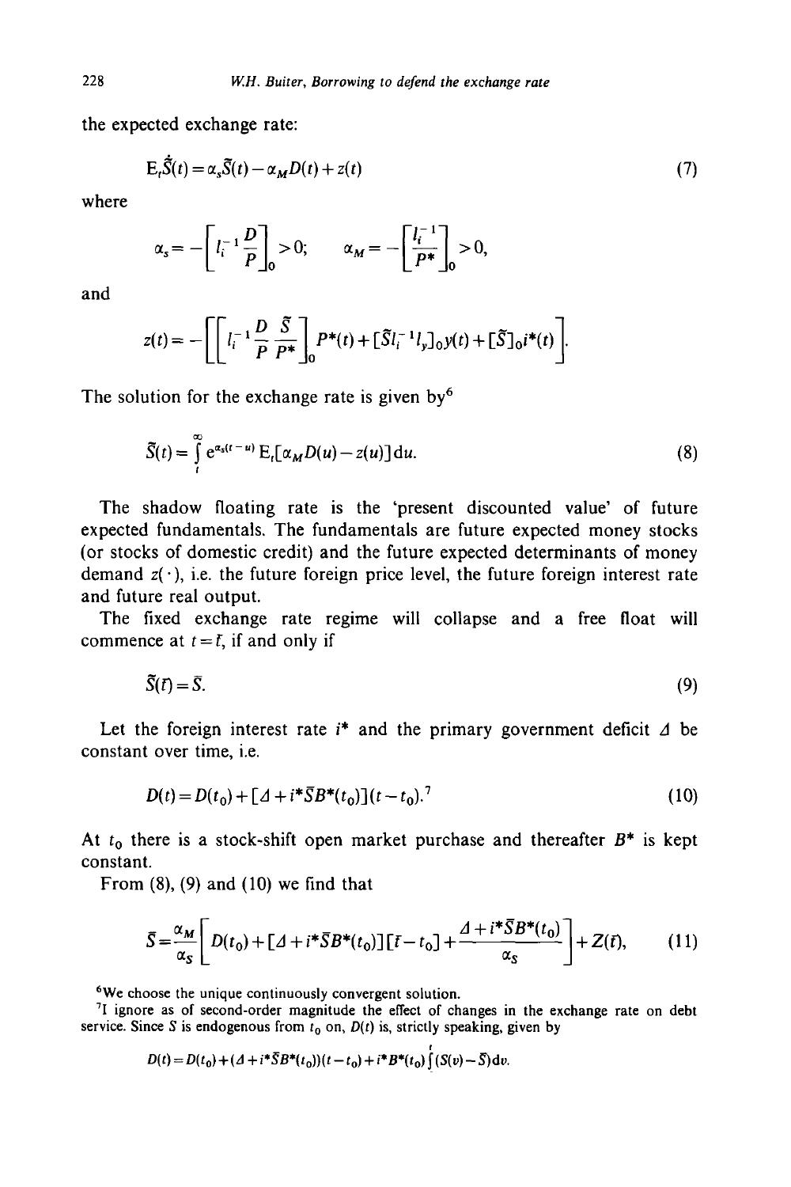the expected exchange rate:

$$\mathrm{E}_t\dot{\tilde{S}}(t) = \alpha_s \tilde{S}(t) - \alpha_M D(t) + z(t) \tag{7}$$

where

$$\alpha_s = -\left[l_i^{-1}\frac{D}{P}\right]_0 > 0; \qquad \alpha_M = -\left[\frac{l_i^{-1}}{P^*}\right]_0 > 0,$$

and

$$z(t) = -\left[\left[l_i^{-1}\frac{D}{P}\frac{\tilde{S}}{P^*}\right]_0 P^*(t) + [\tilde{S}l_i^{-1}l_y]_0 y(t) + [\tilde{S}]_0 i^*(t)\right].$$

The solution for the exchange rate is given by[6]

$$\tilde{S}(t) = \int_t^{\infty} e^{\alpha_s(t-u)}\,\mathrm{E}_t[\alpha_M D(u) - z(u)]\,\mathrm{d}u. \tag{8}$$

The shadow floating rate is the 'present discounted value' of future expected fundamentals. The fundamentals are future expected money stocks (or stocks of domestic credit) and the future expected determinants of money demand $z(\cdot)$, i.e. the future foreign price level, the future foreign interest rate and future real output.

The fixed exchange rate regime will collapse and a free float will commence at $t = \bar{t}$, if and only if

$$\tilde{S}(\bar{t}) = \bar{S}. \tag{9}$$

Let the foreign interest rate $i^*$ and the primary government deficit $\Delta$ be constant over time, i.e.

$$D(t) = D(t_0) + [\Delta + i^*\bar{S}B^*(t_0)](t - t_0).^7 \tag{10}$$

At $t_0$ there is a stock-shift open market purchase and thereafter $B^*$ is kept constant.

From (8), (9) and (10) we find that

$$\bar{S} = \frac{\alpha_M}{\alpha_S}\left[D(t_0) + [\Delta + i^*\bar{S}B^*(t_0)][\bar{t} - t_0] + \frac{\Delta + i^*\bar{S}B^*(t_0)}{\alpha_S}\right] + Z(\bar{t}), \tag{11}$$

[6] We choose the unique continuously convergent solution.

[7] I ignore as of second-order magnitude the effect of changes in the exchange rate on debt service. Since $S$ is endogenous from $t_0$ on, $D(t)$ is, strictly speaking, given by

$$D(t) = D(t_0) + (\Delta + i^*\bar{S}B^*(t_0))(t - t_0) + i^*B^*(t_0)\int_{t_0}^{t}(S(v) - \bar{S})\,\mathrm{d}v.$$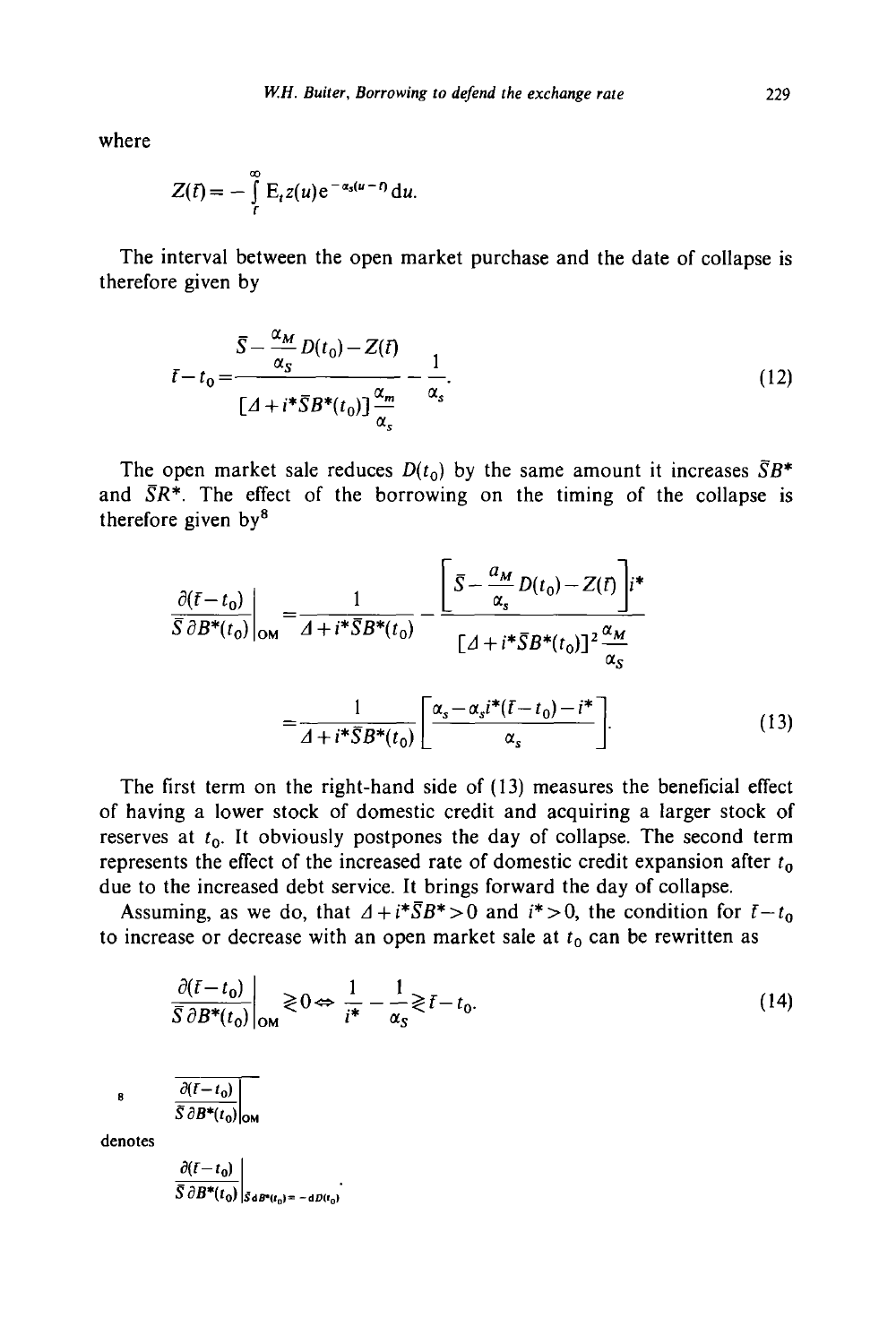where

$$Z(\bar{t}) = -\int_{\bar{t}}^{\infty} \mathrm{E}_t z(u) e^{-\alpha_s(u-\bar{t})} \mathrm{d}u.$$

The interval between the open market purchase and the date of collapse is therefore given by

$$\bar{t} - t_0 = \frac{\bar{S} - \frac{\alpha_M}{\alpha_S} D(t_0) - Z(\bar{t})}{[\Delta + i^* \bar{S} B^*(t_0)] \frac{\alpha_m}{\alpha_s}} - \frac{1}{\alpha_s}. \tag{12}$$

The open market sale reduces $D(t_0)$ by the same amount it increases $\bar{S}B^*$ and $\bar{S}R^*$. The effect of the borrowing on the timing of the collapse is therefore given by[8]

$$\left.\frac{\partial(\bar{t} - t_0)}{\bar{S}\,\partial B^*(t_0)}\right|_{\mathrm{OM}} = \frac{1}{\Delta + i^* \bar{S} B^*(t_0)} - \frac{\left[\bar{S} - \frac{a_M}{\alpha_s} D(t_0) - Z(\bar{t})\right] i^*}{[\Delta + i^* \bar{S} B^*(t_0)]^2 \frac{\alpha_M}{\alpha_S}}$$

$$= \frac{1}{\Delta + i^* \bar{S} B^*(t_0)} \left[\frac{\alpha_s - \alpha_s i^*(\bar{t} - t_0) - i^*}{\alpha_s}\right]. \tag{13}$$

The first term on the right-hand side of (13) measures the beneficial effect of having a lower stock of domestic credit and acquiring a larger stock of reserves at $t_0$. It obviously postpones the day of collapse. The second term represents the effect of the increased rate of domestic credit expansion after $t_0$ due to the increased debt service. It brings forward the day of collapse.

Assuming, as we do, that $\Delta + i^* \bar{S} B^* > 0$ and $i^* > 0$, the condition for $\bar{t} - t_0$ to increase or decrease with an open market sale at $t_0$ can be rewritten as

$$\left.\frac{\partial(\bar{t} - t_0)}{\bar{S}\,\partial B^*(t_0)}\right|_{\mathrm{OM}} \gtrless 0 \Leftrightarrow \frac{1}{i^*} - \frac{1}{\alpha_S} \gtrless \bar{t} - t_0. \tag{14}$$

[8] $\left.\frac{\partial(\bar{t} - t_0)}{\bar{S}\,\partial B^*(t_0)}\right|_{\mathrm{OM}}$

denotes

$$\left.\frac{\partial(\bar{t} - t_0)}{\bar{S}\,\partial B^*(t_0)}\right|_{\bar{S}\,\mathrm{d}B^*(t_0) = -\mathrm{d}D(t_0)}.$$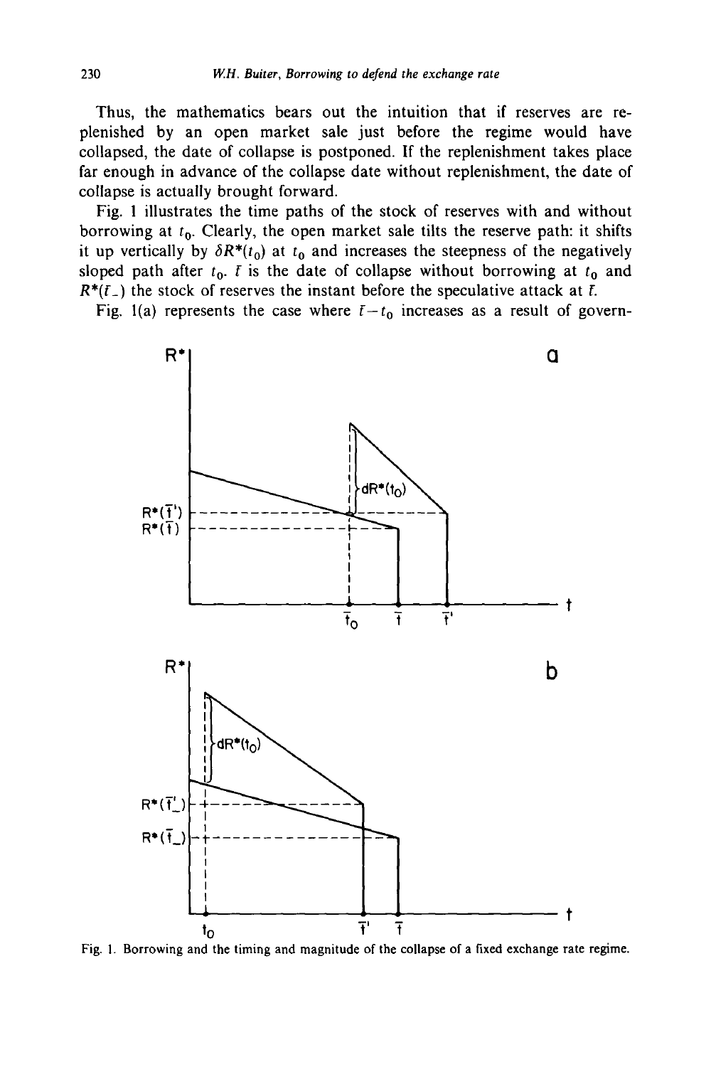Thus, the mathematics bears out the intuition that if reserves are replenished by an open market sale just before the regime would have collapsed, the date of collapse is postponed. If the replenishment takes place far enough in advance of the collapse date without replenishment, the date of collapse is actually brought forward.

Fig. 1 illustrates the time paths of the stock of reserves with and without borrowing at $t_0$. Clearly, the open market sale tilts the reserve path: it shifts it up vertically by $\delta R^*(t_0)$ at $t_0$ and increases the steepness of the negatively sloped path after $t_0$. $\bar{t}$ is the date of collapse without borrowing at $t_0$ and $R^*(\bar{t}_-)$ the stock of reserves the instant before the speculative attack at $\bar{t}$.

Fig. 1(a) represents the case where $\bar{t}-t_0$ increases as a result of govern-

Fig. 1. Borrowing and the timing and magnitude of the collapse of a fixed exchange rate regime.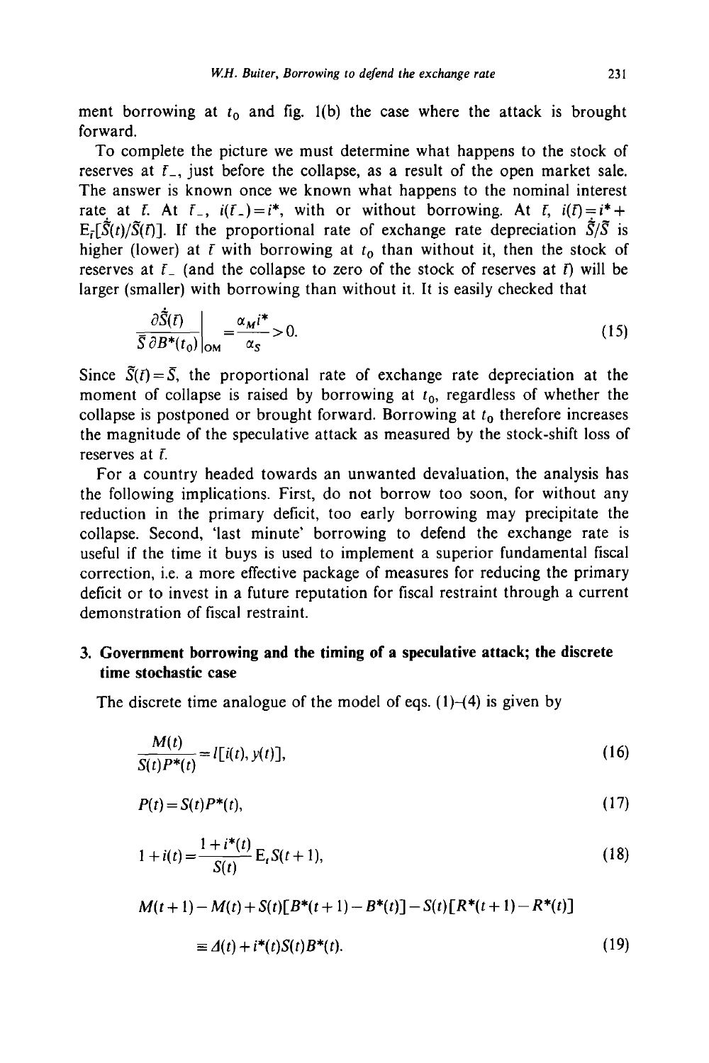ment borrowing at $t_0$ and fig. 1(b) the case where the attack is brought forward.

To complete the picture we must determine what happens to the stock of reserves at $\bar{t}_-$, just before the collapse, as a result of the open market sale. The answer is known once we known what happens to the nominal interest rate at $\bar{t}$. At $\bar{t}_-$, $i(\bar{t}_-)=i^*$, with or without borrowing. At $\bar{t}$, $i(\bar{t})=i^*+\mathrm{E}_{\bar{t}}[\dot{\tilde{S}}(t)/\tilde{S}(\bar{t})]$. If the proportional rate of exchange rate depreciation $\dot{\tilde{S}}/\tilde{S}$ is higher (lower) at $\bar{t}$ with borrowing at $t_0$ than without it, then the stock of reserves at $\bar{t}_-$ (and the collapse to zero of the stock of reserves at $\bar{t}$) will be larger (smaller) with borrowing than without it. It is easily checked that

$$\left.\frac{\partial \dot{\tilde{S}}(\bar{t})}{\bar{S}\,\partial B^*(t_0)}\right|_{\mathrm{OM}}=\frac{\alpha_M i^*}{\alpha_S}>0. \tag{15}$$

Since $\tilde{S}(\bar{t})=\bar{S}$, the proportional rate of exchange rate depreciation at the moment of collapse is raised by borrowing at $t_0$, regardless of whether the collapse is postponed or brought forward. Borrowing at $t_0$ therefore increases the magnitude of the speculative attack as measured by the stock-shift loss of reserves at $\bar{t}$.

For a country headed towards an unwanted devaluation, the analysis has the following implications. First, do not borrow too soon, for without any reduction in the primary deficit, too early borrowing may precipitate the collapse. Second, 'last minute' borrowing to defend the exchange rate is useful if the time it buys is used to implement a superior fundamental fiscal correction, i.e. a more effective package of measures for reducing the primary deficit or to invest in a future reputation for fiscal restraint through a current demonstration of fiscal restraint.

## 3. Government borrowing and the timing of a speculative attack; the discrete time stochastic case

The discrete time analogue of the model of eqs. (1)–(4) is given by

$$\frac{M(t)}{S(t)P^*(t)}=l[i(t),y(t)], \tag{16}$$

$$P(t)=S(t)P^*(t), \tag{17}$$

$$1+i(t)=\frac{1+i^*(t)}{S(t)}\,\mathrm{E}_t S(t+1), \tag{18}$$

$$M(t+1)-M(t)+S(t)[B^*(t+1)-B^*(t)]-S(t)[R^*(t+1)-R^*(t)]$$

$$\equiv \Delta(t)+i^*(t)S(t)B^*(t). \tag{19}$$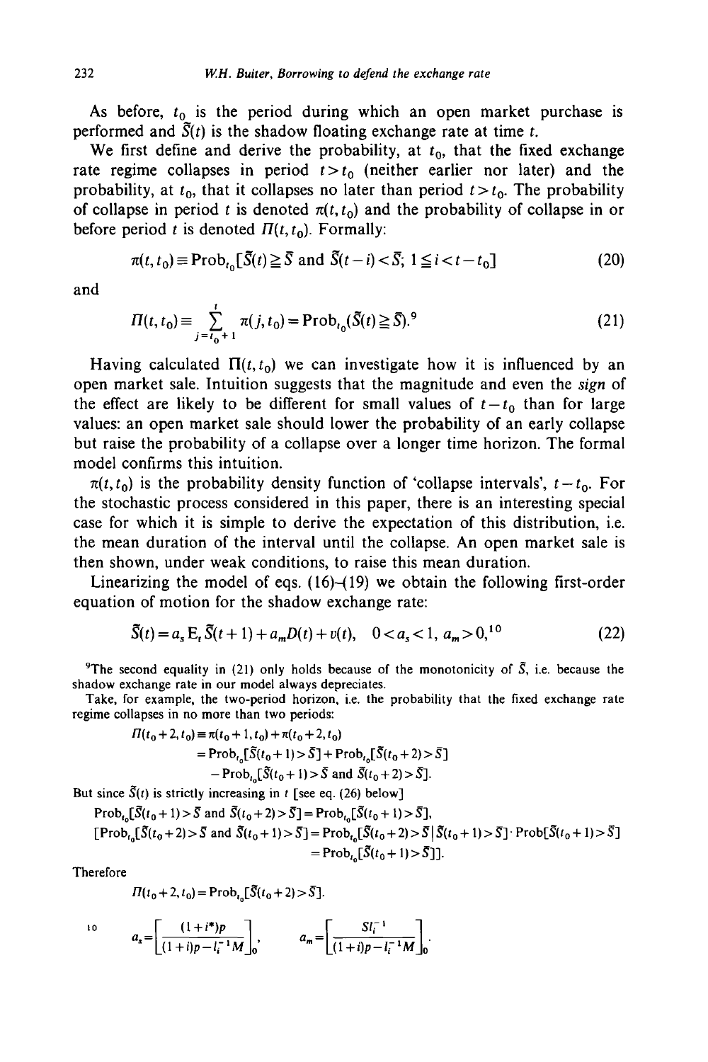As before, $t_0$ is the period during which an open market purchase is performed and $\tilde{S}(t)$ is the shadow floating exchange rate at time $t$.

We first define and derive the probability, at $t_0$, that the fixed exchange rate regime collapses in period $t > t_0$ (neither earlier nor later) and the probability, at $t_0$, that it collapses no later than period $t > t_0$. The probability of collapse in period $t$ is denoted $\pi(t, t_0)$ and the probability of collapse in or before period $t$ is denoted $\Pi(t, t_0)$. Formally:

$$\pi(t, t_0) \equiv \mathrm{Prob}_{t_0}[\tilde{S}(t) \geq \bar{S} \text{ and } \tilde{S}(t-i) < \bar{S};\ 1 \leq i < t - t_0] \tag{20}$$

and

$$\Pi(t, t_0) \equiv \sum_{j=t_0+1}^{t} \pi(j, t_0) = \mathrm{Prob}_{t_0}(\tilde{S}(t) \geq \bar{S}).^{9} \tag{21}$$

Having calculated $\Pi(t, t_0)$ we can investigate how it is influenced by an open market sale. Intuition suggests that the magnitude and even the *sign* of the effect are likely to be different for small values of $t - t_0$ than for large values: an open market sale should lower the probability of an early collapse but raise the probability of a collapse over a longer time horizon. The formal model confirms this intuition.

$\pi(t, t_0)$ is the probability density function of 'collapse intervals', $t - t_0$. For the stochastic process considered in this paper, there is an interesting special case for which it is simple to derive the expectation of this distribution, i.e. the mean duration of the interval until the collapse. An open market sale is then shown, under weak conditions, to raise this mean duration.

Linearizing the model of eqs. (16)–(19) we obtain the following first-order equation of motion for the shadow exchange rate:

$$\tilde{S}(t) = a_s \mathrm{E}_t \tilde{S}(t+1) + a_m D(t) + v(t), \quad 0 < a_s < 1,\ a_m > 0,^{10} \tag{22}$$

---

[9] The second equality in (21) only holds because of the monotonicity of $\tilde{S}$, i.e. because the shadow exchange rate in our model always depreciates.

Take, for example, the two-period horizon, i.e. the probability that the fixed exchange rate regime collapses in no more than two periods:

$$\begin{aligned}\Pi(t_0+2, t_0) &\equiv \pi(t_0+1, t_0) + \pi(t_0+2, t_0) \\ &= \mathrm{Prob}_{t_0}[\tilde{S}(t_0+1) > \bar{S}] + \mathrm{Prob}_{t_0}[\tilde{S}(t_0+2) > \bar{S}] \\ &\quad - \mathrm{Prob}_{t_0}[\tilde{S}(t_0+1) > \bar{S} \text{ and } \tilde{S}(t_0+2) > \bar{S}].\end{aligned}$$

But since $\tilde{S}(t)$ is strictly increasing in $t$ [see eq. (26) below]

$$\mathrm{Prob}_{t_0}[\tilde{S}(t_0+1) > \bar{S} \text{ and } \tilde{S}(t_0+2) > \bar{S}] = \mathrm{Prob}_{t_0}[\tilde{S}(t_0+1) > \bar{S}],$$

$$\begin{aligned}[\mathrm{Prob}_{t_0}[\tilde{S}(t_0+2) > \bar{S} \text{ and } \tilde{S}(t_0+1) > \bar{S}] &= \mathrm{Prob}_{t_0}[\tilde{S}(t_0+2) > \bar{S} \mid \tilde{S}(t_0+1) > \bar{S}] \cdot \mathrm{Prob}[\tilde{S}(t_0+1) > \bar{S}] \\ &= \mathrm{Prob}_{t_0}[\tilde{S}(t_0+1) > \bar{S}]].\end{aligned}$$

Therefore

$$\Pi(t_0+2, t_0) = \mathrm{Prob}_{t_0}[\tilde{S}(t_0+2) > \bar{S}].$$

[10]
$$a_s = \left[\frac{(1+i^*)p}{(1+i)p - l_i^{-1}M}\right]_0, \qquad a_m = \left[\frac{Sl_i^{-1}}{(1+i)p - l_i^{-1}M}\right]_0.$$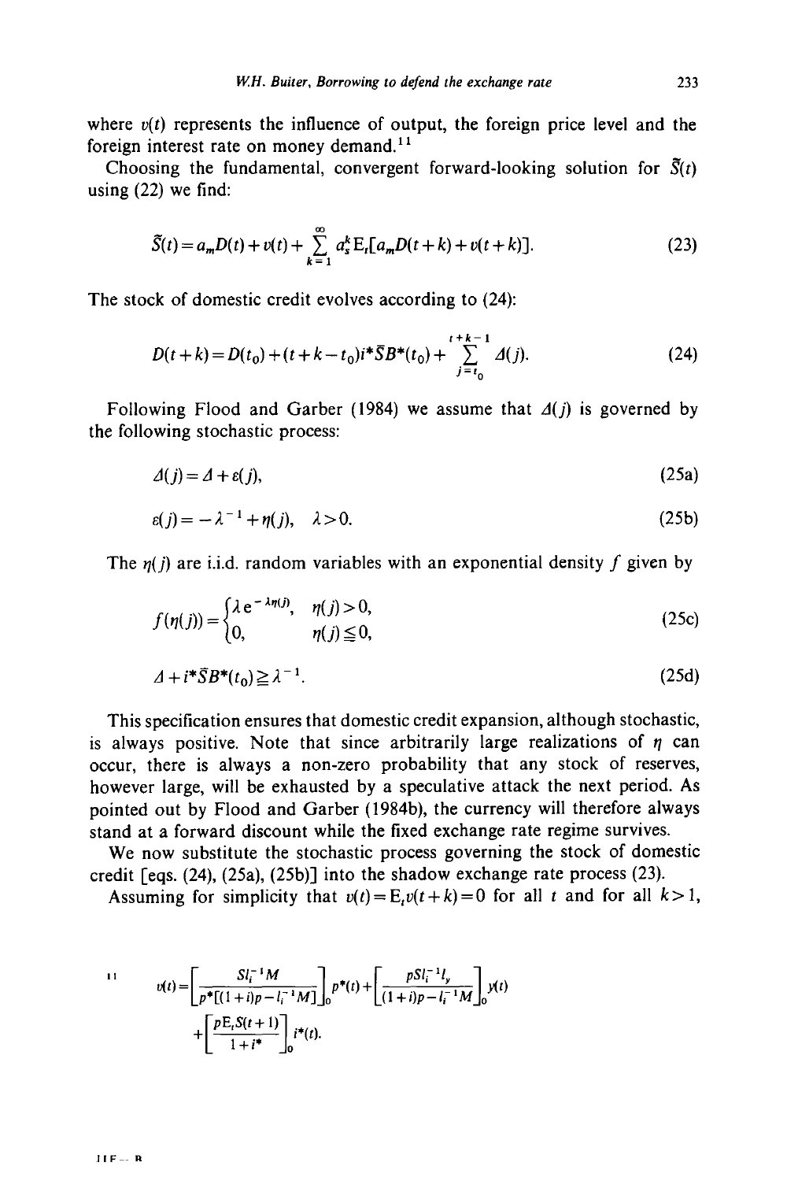where $v(t)$ represents the influence of output, the foreign price level and the foreign interest rate on money demand.[11]

Choosing the fundamental, convergent forward-looking solution for $\tilde{S}(t)$ using (22) we find:

$$\tilde{S}(t) = a_m D(t) + v(t) + \sum_{k=1}^{\infty} a_s^k \mathrm{E}_t[a_m D(t+k) + v(t+k)]. \tag{23}$$

The stock of domestic credit evolves according to (24):

$$D(t+k) = D(t_0) + (t+k-t_0) i^* \bar{S} B^*(t_0) + \sum_{j=t_0}^{t+k-1} \Delta(j). \tag{24}$$

Following Flood and Garber (1984) we assume that $\Delta(j)$ is governed by the following stochastic process:

$$\Delta(j) = \Delta + \varepsilon(j), \tag{25a}$$

$$\varepsilon(j) = -\lambda^{-1} + \eta(j), \quad \lambda > 0. \tag{25b}$$

The $\eta(j)$ are i.i.d. random variables with an exponential density $f$ given by

$$f(\eta(j)) = \begin{cases} \lambda \mathrm{e}^{-\lambda \eta(j)}, & \eta(j) > 0, \\ 0, & \eta(j) \leqq 0, \end{cases} \tag{25c}$$

$$\Delta + i^* \bar{S} B^*(t_0) \geqq \lambda^{-1}. \tag{25d}$$

This specification ensures that domestic credit expansion, although stochastic, is always positive. Note that since arbitrarily large realizations of $\eta$ can occur, there is always a non-zero probability that any stock of reserves, however large, will be exhausted by a speculative attack the next period. As pointed out by Flood and Garber (1984b), the currency will therefore always stand at a forward discount while the fixed exchange rate regime survives.

We now substitute the stochastic process governing the stock of domestic credit [eqs. (24), (25a), (25b)] into the shadow exchange rate process (23).

Assuming for simplicity that $v(t) = \mathrm{E}_t v(t+k) = 0$ for all $t$ and for all $k > 1$,

[11]
$$v(t) = \left[\frac{S l_i^{-1} M}{p^*[(1+i)p - l_i^{-1} M]}\right]_0 p^*(t) + \left[\frac{p S l_i^{-1} l_y}{(1+i)p - l_i^{-1} M}\right]_0 y(t) + \left[\frac{p \mathrm{E}_t S(t+1)}{1+i^*}\right]_0 i^*(t).$$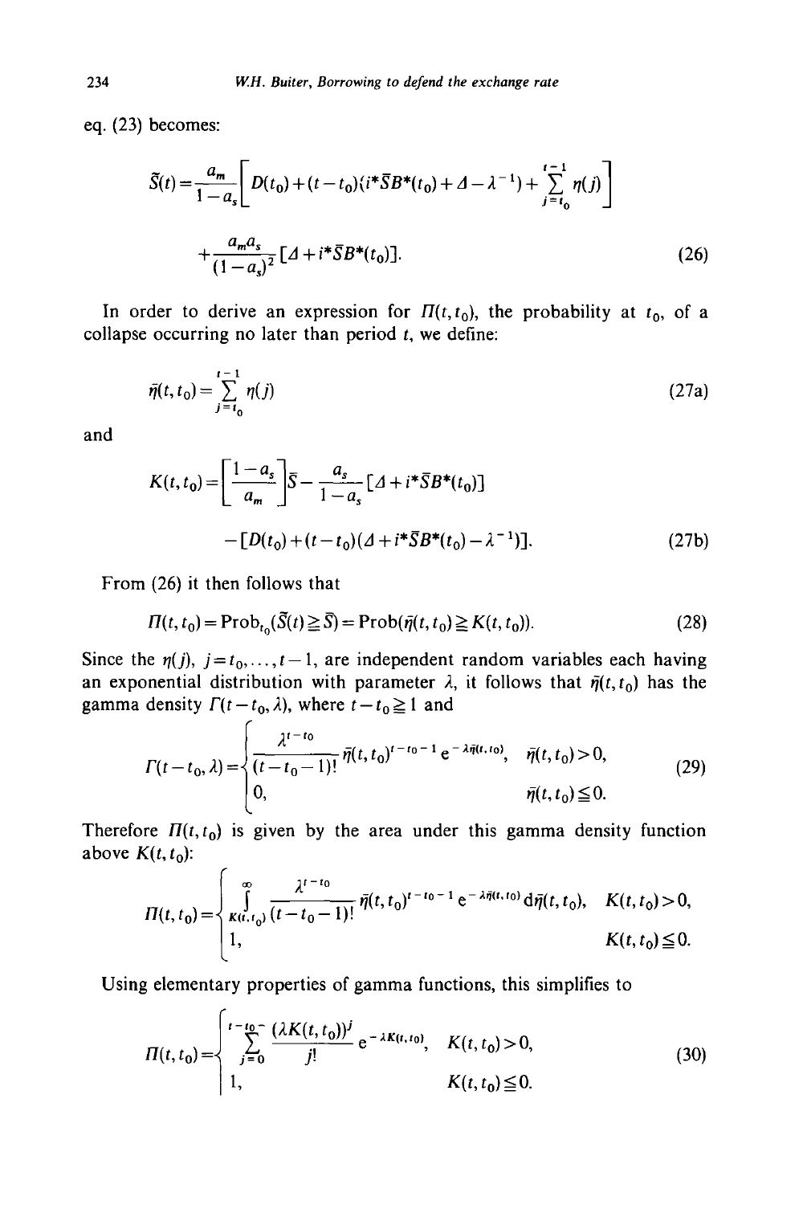eq. (23) becomes:

$$\tilde{S}(t) = \frac{a_m}{1-a_s}\left[ D(t_0) + (t-t_0)(i^*\bar{S}B^*(t_0) + \Delta - \lambda^{-1}) + \sum_{j=t_0}^{t-1} \eta(j) \right]$$

$$+ \frac{a_m a_s}{(1-a_s)^2}[\Delta + i^*\bar{S}B^*(t_0)]. \tag{26}$$

In order to derive an expression for $\Pi(t,t_0)$, the probability at $t_0$, of a collapse occurring no later than period $t$, we define:

$$\bar{\eta}(t,t_0) = \sum_{j=t_0}^{t-1} \eta(j) \tag{27a}$$

and

$$K(t,t_0) = \left[\frac{1-a_s}{a_m}\right]\bar{S} - \frac{a_s}{1-a_s}[\Delta + i^*\bar{S}B^*(t_0)]$$

$$- [D(t_0) + (t-t_0)(\Delta + i^*\bar{S}B^*(t_0) - \lambda^{-1})]. \tag{27b}$$

From (26) it then follows that

$$\Pi(t,t_0) = \mathrm{Prob}_{t_0}(\tilde{S}(t) \geqq \bar{S}) = \mathrm{Prob}(\bar{\eta}(t,t_0) \geqq K(t,t_0)). \tag{28}$$

Since the $\eta(j)$, $j = t_0, \ldots, t-1$, are independent random variables each having an exponential distribution with parameter $\lambda$, it follows that $\bar{\eta}(t,t_0)$ has the gamma density $\Gamma(t-t_0, \lambda)$, where $t - t_0 \geqq 1$ and

$$\Gamma(t-t_0,\lambda) = \begin{cases} \dfrac{\lambda^{t-t_0}}{(t-t_0-1)!}\bar{\eta}(t,t_0)^{t-t_0-1}\,\mathrm{e}^{-\lambda\bar{\eta}(t,t_0)}, & \bar{\eta}(t,t_0) > 0, \\ 0, & \bar{\eta}(t,t_0) \leqq 0. \end{cases} \tag{29}$$

Therefore $\Pi(t,t_0)$ is given by the area under this gamma density function above $K(t,t_0)$:

$$\Pi(t,t_0) = \begin{cases} \displaystyle\int_{K(t,t_0)}^{\infty} \frac{\lambda^{t-t_0}}{(t-t_0-1)!}\bar{\eta}(t,t_0)^{t-t_0-1}\,\mathrm{e}^{-\lambda\bar{\eta}(t,t_0)}\,\mathrm{d}\bar{\eta}(t,t_0), & K(t,t_0) > 0, \\ 1, & K(t,t_0) \leqq 0. \end{cases}$$

Using elementary properties of gamma functions, this simplifies to

$$\Pi(t,t_0) = \begin{cases} \displaystyle\sum_{j=0}^{t-t_0-1} \frac{(\lambda K(t,t_0))^j}{j!}\,\mathrm{e}^{-\lambda K(t,t_0)}, & K(t,t_0) > 0, \\ 1, & K(t,t_0) \leqq 0. \end{cases} \tag{30}$$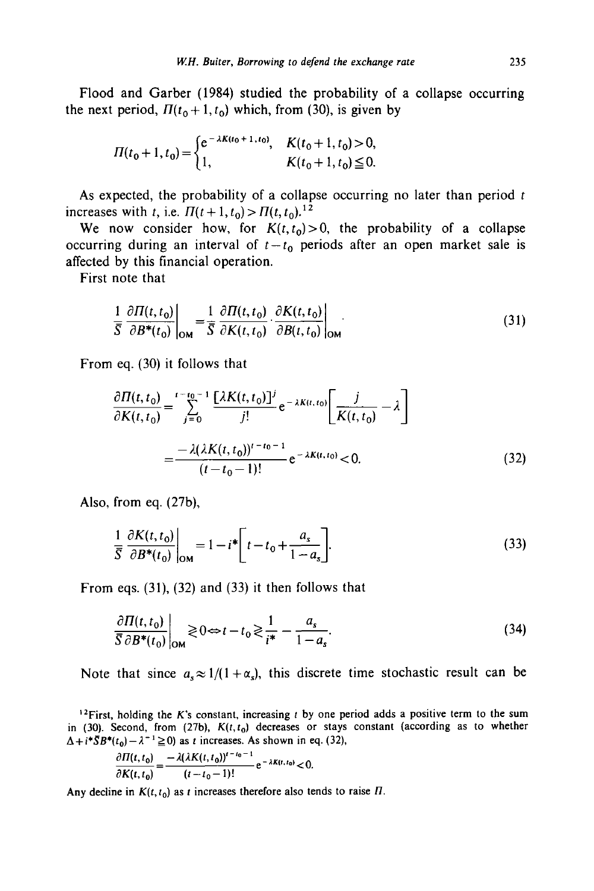Flood and Garber (1984) studied the probability of a collapse occurring the next period, $\Pi(t_0+1, t_0)$ which, from (30), is given by

$$\Pi(t_0+1,t_0)=\begin{cases} e^{-\lambda K(t_0+1,t_0)}, & K(t_0+1,t_0)>0,\\ 1, & K(t_0+1,t_0)\leqq 0.\end{cases}$$

As expected, the probability of a collapse occurring no later than period $t$ increases with $t$, i.e. $\Pi(t+1,t_0)>\Pi(t,t_0)$.[12]

We now consider how, for $K(t,t_0)>0$, the probability of a collapse occurring during an interval of $t-t_0$ periods after an open market sale is affected by this financial operation.

First note that

$$\frac{1}{\bar{S}}\frac{\partial \Pi(t,t_0)}{\partial B^*(t_0)}\bigg|_{\mathrm{OM}}=\frac{1}{\bar{S}}\frac{\partial \Pi(t,t_0)}{\partial K(t,t_0)}\cdot\frac{\partial K(t,t_0)}{\partial B(t,t_0)}\bigg|_{\mathrm{OM}}. \tag{31}$$

From eq. (30) it follows that

$$\frac{\partial \Pi(t,t_0)}{\partial K(t,t_0)}=\sum_{j=0}^{t-t_0-1}\frac{[\lambda K(t,t_0)]^j}{j!}e^{-\lambda K(t,t_0)}\left[\frac{j}{K(t,t_0)}-\lambda\right]$$

$$=\frac{-\lambda(\lambda K(t,t_0))^{t-t_0-1}}{(t-t_0-1)!}e^{-\lambda K(t,t_0)}<0. \tag{32}$$

Also, from eq. (27b),

$$\frac{1}{\bar{S}}\frac{\partial K(t,t_0)}{\partial B^*(t_0)}\bigg|_{\mathrm{OM}}=1-i^*\left[t-t_0+\frac{a_s}{1-a_s}\right]. \tag{33}$$

From eqs. (31), (32) and (33) it then follows that

$$\frac{\partial \Pi(t,t_0)}{\bar{S}\partial B^*(t_0)}\bigg|_{\mathrm{OM}}\gtrless 0 \Leftrightarrow t-t_0\gtrless\frac{1}{i^*}-\frac{a_s}{1-a_s}. \tag{34}$$

Note that since $a_s\approx 1/(1+\alpha_s)$, this discrete time stochastic result can be

[12] First, holding the $K$'s constant, increasing $t$ by one period adds a positive term to the sum in (30). Second, from (27b), $K(t,t_0)$ decreases or stays constant (according as to whether $\Delta+i^*\bar{S}B^*(t_0)-\lambda^{-1}\geqq 0$) as $t$ increases. As shown in eq. (32),

$$\frac{\partial \Pi(t,t_0)}{\partial K(t,t_0)}=\frac{-\lambda(\lambda K(t,t_0))^{t-t_0-1}}{(t-t_0-1)!}e^{-\lambda K(t,t_0)}<0.$$

Any decline in $K(t,t_0)$ as $t$ increases therefore also tends to raise $\Pi$.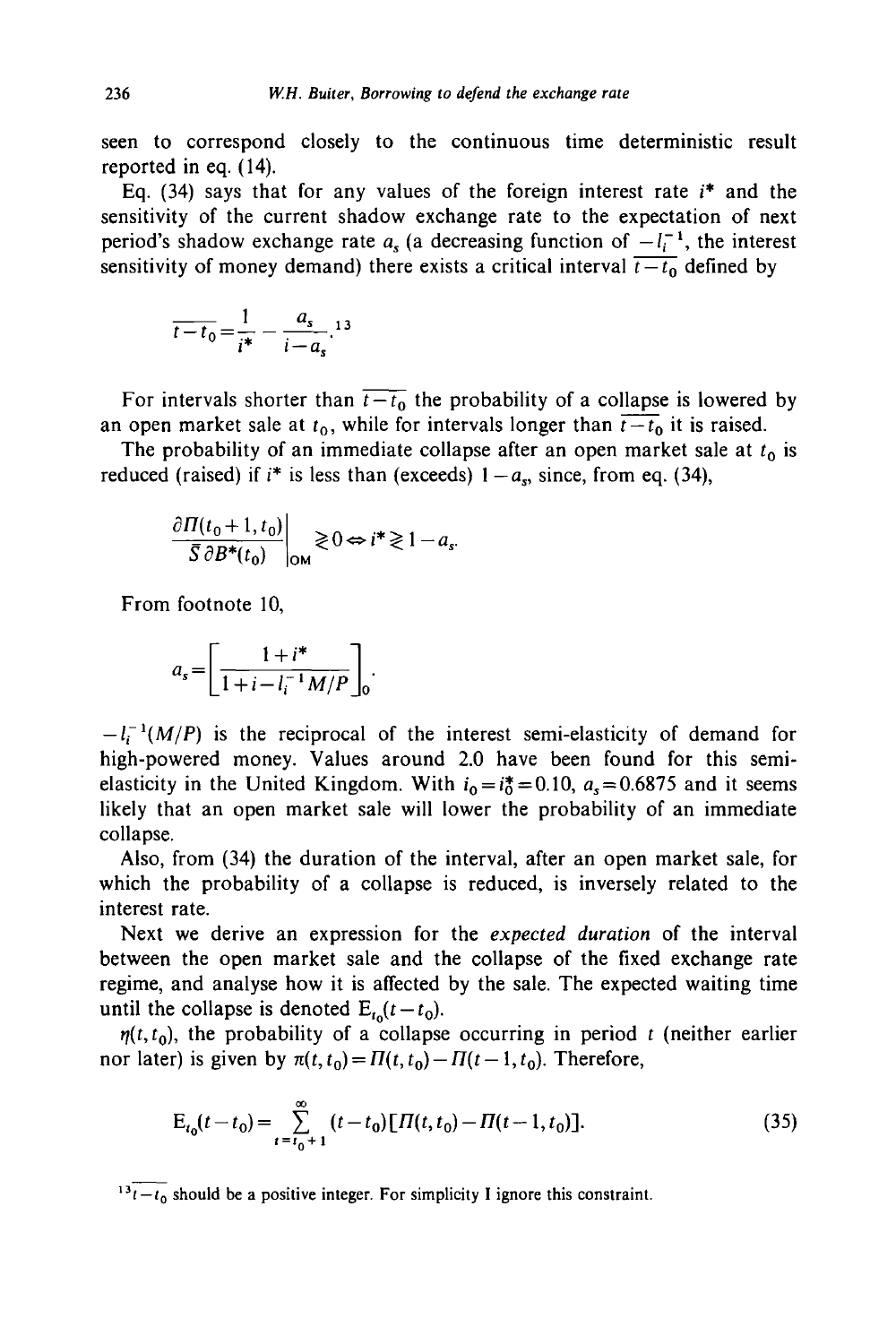seen to correspond closely to the continuous time deterministic result reported in eq. (14).

Eq. (34) says that for any values of the foreign interest rate $i^*$ and the sensitivity of the current shadow exchange rate to the expectation of next period's shadow exchange rate $a_s$ (a decreasing function of $-l_i^{-1}$, the interest sensitivity of money demand) there exists a critical interval $\overline{t-t_0}$ defined by

$$\overline{t-t_0}=\frac{1}{i^*}-\frac{a_s}{i-a_s}.^{13}$$

For intervals shorter than $\overline{t-t_0}$ the probability of a collapse is lowered by an open market sale at $t_0$, while for intervals longer than $\overline{t-t_0}$ it is raised.

The probability of an immediate collapse after an open market sale at $t_0$ is reduced (raised) if $i^*$ is less than (exceeds) $1-a_s$, since, from eq. (34),

$$\left.\frac{\partial \Pi(t_0+1,t_0)}{\bar{S}\,\partial B^*(t_0)}\right|_{\text{OM}} \gtrless 0 \Leftrightarrow i^* \gtrless 1-a_s.$$

From footnote 10,

$$a_s=\left[\frac{1+i^*}{1+i-l_i^{-1}M/P}\right]_0.$$

$-l_i^{-1}(M/P)$ is the reciprocal of the interest semi-elasticity of demand for high-powered money. Values around 2.0 have been found for this semi-elasticity in the United Kingdom. With $i_0=i_0^*=0.10$, $a_s=0.6875$ and it seems likely that an open market sale will lower the probability of an immediate collapse.

Also, from (34) the duration of the interval, after an open market sale, for which the probability of a collapse is reduced, is inversely related to the interest rate.

Next we derive an expression for the *expected duration* of the interval between the open market sale and the collapse of the fixed exchange rate regime, and analyse how it is affected by the sale. The expected waiting time until the collapse is denoted $\mathrm{E}_{t_0}(t-t_0)$.

$\eta(t,t_0)$, the probability of a collapse occurring in period $t$ (neither earlier nor later) is given by $\pi(t,t_0)=\Pi(t,t_0)-\Pi(t-1,t_0)$. Therefore,

$$\mathrm{E}_{t_0}(t-t_0)=\sum_{t=t_0+1}^{\infty}(t-t_0)[\Pi(t,t_0)-\Pi(t-1,t_0)]. \tag{35}$$

[13] $\overline{t-t_0}$ should be a positive integer. For simplicity I ignore this constraint.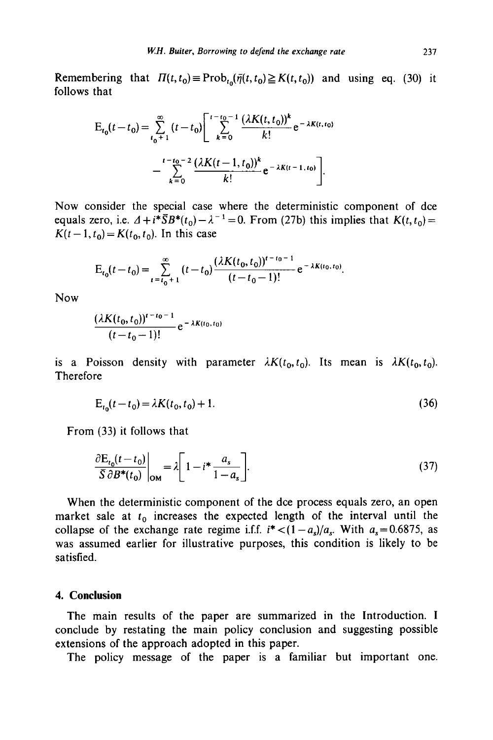Remembering that $\Pi(t, t_0) \equiv \text{Prob}_{t_0}(\tilde{\eta}(t, t_0) \geqq K(t, t_0))$ and using eq. (30) it follows that

$$\mathrm{E}_{t_0}(t-t_0) = \sum_{t_0+1}^{\infty} (t-t_0)\left[\sum_{k=0}^{t-t_0-1} \frac{(\lambda K(t,t_0))^k}{k!} \mathrm{e}^{-\lambda K(t,t_0)} - \sum_{k=0}^{t-t_0-2} \frac{(\lambda K(t-1,t_0))^k}{k!} \mathrm{e}^{-\lambda K(t-1,t_0)}\right].$$

Now consider the special case where the deterministic component of dce equals zero, i.e. $\Delta + i^* \bar{S} B^*(t_0) - \lambda^{-1} = 0$. From (27b) this implies that $K(t, t_0) = K(t-1, t_0) = K(t_0, t_0)$. In this case

$$\mathrm{E}_{t_0}(t-t_0) = \sum_{t=t_0+1}^{\infty} (t-t_0) \frac{(\lambda K(t_0,t_0))^{t-t_0-1}}{(t-t_0-1)!} \mathrm{e}^{-\lambda K(t_0,t_0)}.$$

Now

$$\frac{(\lambda K(t_0,t_0))^{t-t_0-1}}{(t-t_0-1)!} \mathrm{e}^{-\lambda K(t_0,t_0)}$$

is a Poisson density with parameter $\lambda K(t_0, t_0)$. Its mean is $\lambda K(t_0, t_0)$. Therefore

$$\mathrm{E}_{t_0}(t-t_0) = \lambda K(t_0, t_0) + 1. \tag{36}$$

From (33) it follows that

$$\left.\frac{\partial \mathrm{E}_{t_0}(t-t_0)}{\bar{S}\,\partial B^*(t_0)}\right|_{\mathrm{OM}} = \lambda\left[1 - i^* \frac{a_s}{1-a_s}\right]. \tag{37}$$

When the deterministic component of the dce process equals zero, an open market sale at $t_0$ increases the expected length of the interval until the collapse of the exchange rate regime i.f.f. $i^* < (1-a_s)/a_s$. With $a_s = 0.6875$, as was assumed earlier for illustrative purposes, this condition is likely to be satisfied.

## 4. Conclusion

The main results of the paper are summarized in the Introduction. I conclude by restating the main policy conclusion and suggesting possible extensions of the approach adopted in this paper.

The policy message of the paper is a familiar but important one.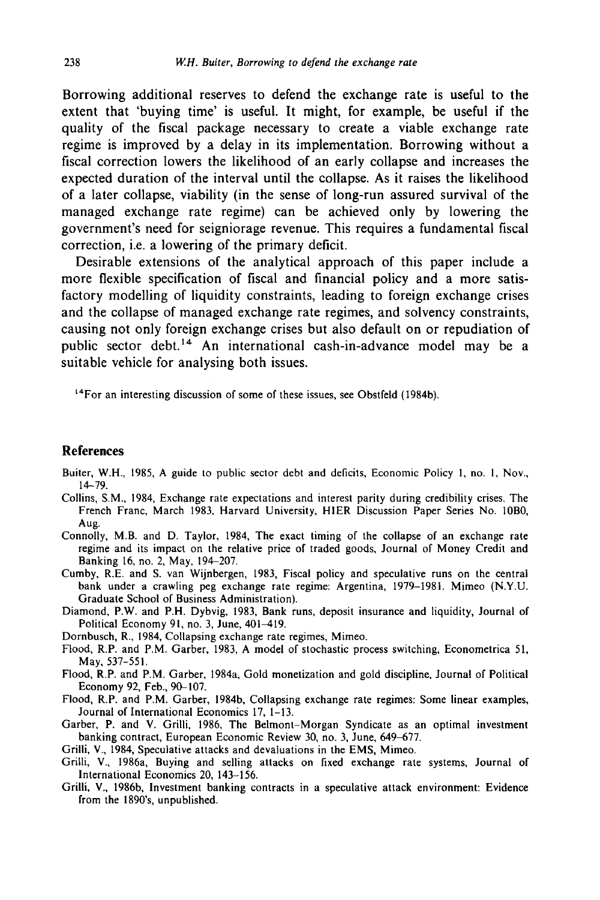Borrowing additional reserves to defend the exchange rate is useful to the extent that 'buying time' is useful. It might, for example, be useful if the quality of the fiscal package necessary to create a viable exchange rate regime is improved by a delay in its implementation. Borrowing without a fiscal correction lowers the likelihood of an early collapse and increases the expected duration of the interval until the collapse. As it raises the likelihood of a later collapse, viability (in the sense of long-run assured survival of the managed exchange rate regime) can be achieved only by lowering the government's need for seigniorage revenue. This requires a fundamental fiscal correction, i.e. a lowering of the primary deficit.

Desirable extensions of the analytical approach of this paper include a more flexible specification of fiscal and financial policy and a more satisfactory modelling of liquidity constraints, leading to foreign exchange crises and the collapse of managed exchange rate regimes, and solvency constraints, causing not only foreign exchange crises but also default on or repudiation of public sector debt.[14] An international cash-in-advance model may be a suitable vehicle for analysing both issues.

[14]For an interesting discussion of some of these issues, see Obstfeld (1984b).

## References

Buiter, W.H., 1985, A guide to public sector debt and deficits, Economic Policy 1, no. 1, Nov., 14–79.

Collins, S.M., 1984, Exchange rate expectations and interest parity during credibility crises. The French Franc, March 1983, Harvard University, HIER Discussion Paper Series No. 10B0, Aug.

Connolly, M.B. and D. Taylor, 1984, The exact timing of the collapse of an exchange rate regime and its impact on the relative price of traded goods, Journal of Money Credit and Banking 16, no. 2, May, 194–207.

Cumby, R.E. and S. van Wijnbergen, 1983, Fiscal policy and speculative runs on the central bank under a crawling peg exchange rate regime: Argentina, 1979–1981. Mimeo (N.Y.U. Graduate School of Business Administration).

Diamond, P.W. and P.H. Dybvig, 1983, Bank runs, deposit insurance and liquidity, Journal of Political Economy 91, no. 3, June, 401–419.

Dornbusch, R., 1984, Collapsing exchange rate regimes, Mimeo.

Flood, R.P. and P.M. Garber, 1983, A model of stochastic process switching, Econometrica 51, May, 537–551.

Flood, R.P. and P.M. Garber, 1984a, Gold monetization and gold discipline, Journal of Political Economy 92, Feb., 90–107.

Flood, R.P. and P.M. Garber, 1984b, Collapsing exchange rate regimes: Some linear examples, Journal of International Economics 17, 1–13.

Garber, P. and V. Grilli, 1986, The Belmont–Morgan Syndicate as an optimal investment banking contract, European Economic Review 30, no. 3, June, 649–677.

Grilli, V., 1984, Speculative attacks and devaluations in the EMS, Mimeo.

Grilli, V., 1986a, Buying and selling attacks on fixed exchange rate systems, Journal of International Economics 20, 143–156.

Grilli, V., 1986b, Investment banking contracts in a speculative attack environment: Evidence from the 1890's, unpublished.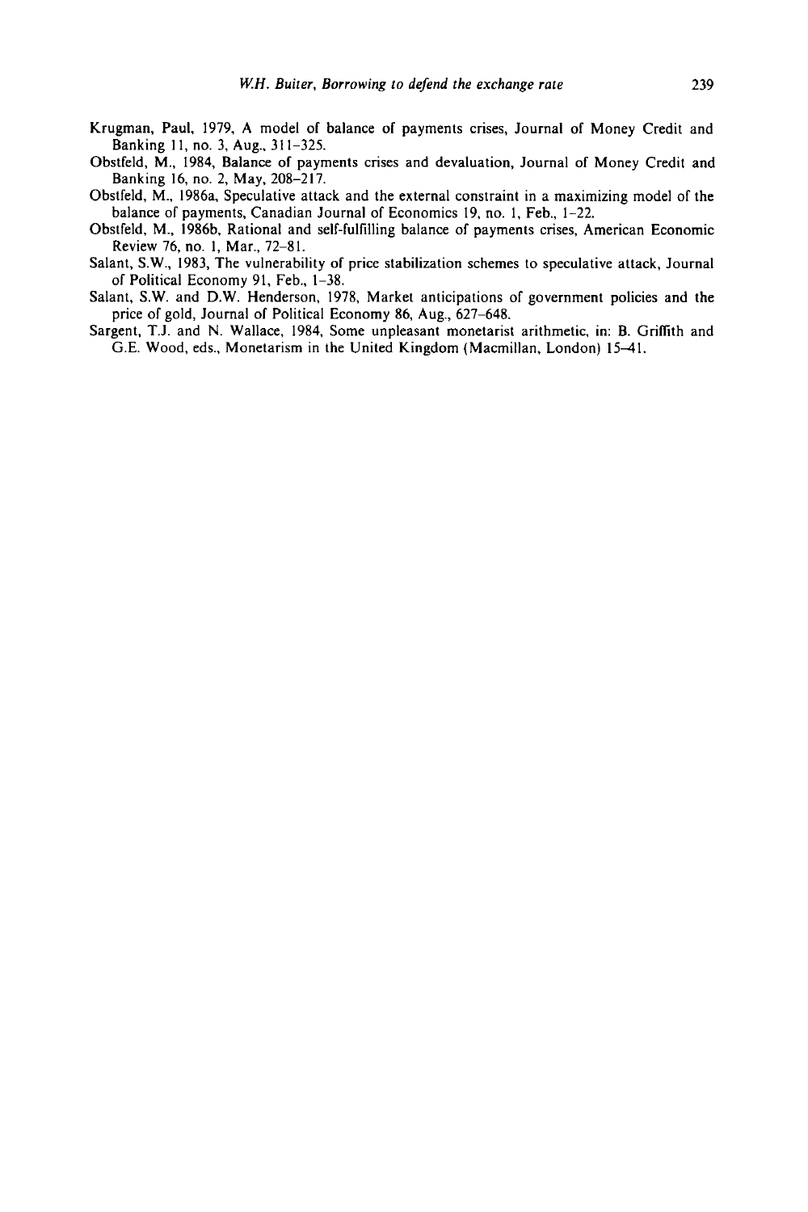Krugman, Paul, 1979, A model of balance of payments crises, Journal of Money Credit and Banking 11, no. 3, Aug., 311–325.

Obstfeld, M., 1984, Balance of payments crises and devaluation, Journal of Money Credit and Banking 16, no. 2, May, 208–217.

Obstfeld, M., 1986a, Speculative attack and the external constraint in a maximizing model of the balance of payments, Canadian Journal of Economics 19, no. 1, Feb., 1–22.

Obstfeld, M., 1986b, Rational and self-fulfilling balance of payments crises, American Economic Review 76, no. 1, Mar., 72–81.

Salant, S.W., 1983, The vulnerability of price stabilization schemes to speculative attack, Journal of Political Economy 91, Feb., 1–38.

Salant, S.W. and D.W. Henderson, 1978, Market anticipations of government policies and the price of gold, Journal of Political Economy 86, Aug., 627–648.

Sargent, T.J. and N. Wallace, 1984, Some unpleasant monetarist arithmetic, in: B. Griffith and G.E. Wood, eds., Monetarism in the United Kingdom (Macmillan, London) 15–41.